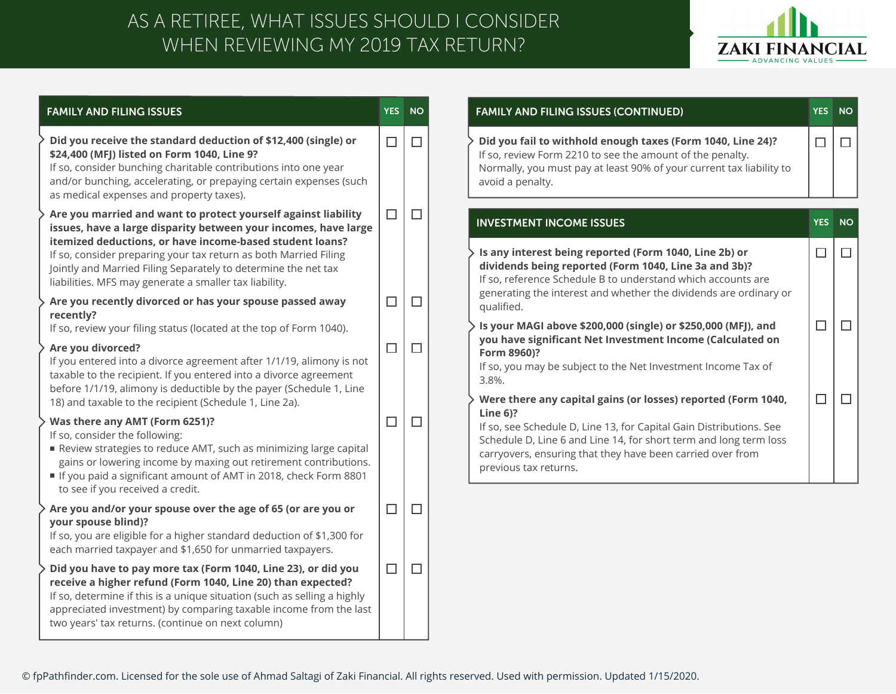# AS A RETIREE, WHAT ISSUES SHOULD I CONSIDER WHEN REVIEWING MY 2019 TAX RETURN?

ZAKI FINANCIAL
ADVANCING VALUES

| FAMILY AND FILING ISSUES | YES | NO |
|---|---|---|
| **Did you receive the standard deduction of $12,400 (single) or $24,400 (MFJ) listed on Form 1040, Line 9?** If so, consider bunching charitable contributions into one year and/or bunching, accelerating, or prepaying certain expenses (such as medical expenses and property taxes). | ☐ | ☐ |
| **Are you married and want to protect yourself against liability issues, have a large disparity between your incomes, have large itemized deductions, or have income-based student loans?** If so, consider preparing your tax return as both Married Filing Jointly and Married Filing Separately to determine the net tax liabilities. MFS may generate a smaller tax liability. | ☐ | ☐ |
| **Are you recently divorced or has your spouse passed away recently?** If so, review your filing status (located at the top of Form 1040). | ☐ | ☐ |
| **Are you divorced?** If you entered into a divorce agreement after 1/1/19, alimony is not taxable to the recipient. If you entered into a divorce agreement before 1/1/19, alimony is deductible by the payer (Schedule 1, Line 18) and taxable to the recipient (Schedule 1, Line 2a). | ☐ | ☐ |
| **Was there any AMT (Form 6251)?** If so, consider the following:<br>▪ Review strategies to reduce AMT, such as minimizing large capital gains or lowering income by maxing out retirement contributions.<br>▪ If you paid a significant amount of AMT in 2018, check Form 8801 to see if you received a credit. | ☐ | ☐ |
| **Are you and/or your spouse over the age of 65 (or are you or your spouse blind)?** If so, you are eligible for a higher standard deduction of $1,300 for each married taxpayer and $1,650 for unmarried taxpayers. | ☐ | ☐ |
| **Did you have to pay more tax (Form 1040, Line 23), or did you receive a higher refund (Form 1040, Line 20) than expected?** If so, determine if this is a unique situation (such as selling a highly appreciated investment) by comparing taxable income from the last two years' tax returns. (continue on next column) | ☐ | ☐ |

| FAMILY AND FILING ISSUES (CONTINUED) | YES | NO |
|---|---|---|
| **Did you fail to withhold enough taxes (Form 1040, Line 24)?** If so, review Form 2210 to see the amount of the penalty. Normally, you must pay at least 90% of your current tax liability to avoid a penalty. | ☐ | ☐ |

| INVESTMENT INCOME ISSUES | YES | NO |
|---|---|---|
| **Is any interest being reported (Form 1040, Line 2b) or dividends being reported (Form 1040, Line 3a and 3b)?** If so, reference Schedule B to understand which accounts are generating the interest and whether the dividends are ordinary or qualified. | ☐ | ☐ |
| **Is your MAGI above $200,000 (single) or $250,000 (MFJ), and you have significant Net Investment Income (Calculated on Form 8960)?** If so, you may be subject to the Net Investment Income Tax of 3.8%. | ☐ | ☐ |
| **Were there any capital gains (or losses) reported (Form 1040, Line 6)?** If so, see Schedule D, Line 13, for Capital Gain Distributions. See Schedule D, Line 6 and Line 14, for short term and long term loss carryovers, ensuring that they have been carried over from previous tax returns. | ☐ | ☐ |

© fpPathfinder.com. Licensed for the sole use of Ahmad Saltagi of Zaki Financial. All rights reserved. Used with permission. Updated 1/15/2020.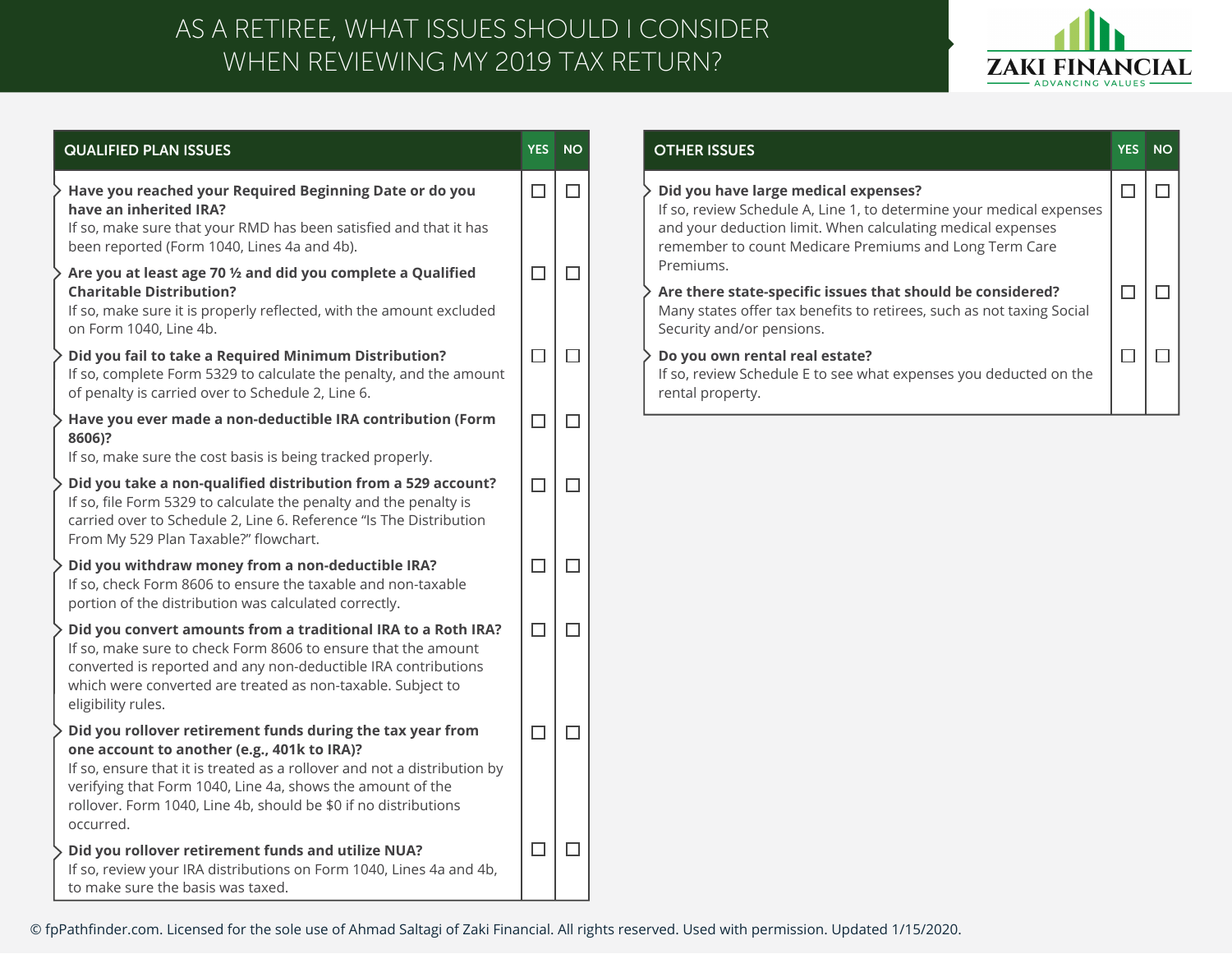# AS A RETIREE, WHAT ISSUES SHOULD I CONSIDER WHEN REVIEWING MY 2019 TAX RETURN?

ZAKI FINANCIAL
ADVANCING VALUES

| QUALIFIED PLAN ISSUES | YES | NO |
|---|---|---|
| **Have you reached your Required Beginning Date or do you have an inherited IRA?** If so, make sure that your RMD has been satisfied and that it has been reported (Form 1040, Lines 4a and 4b). | ☐ | ☐ |
| **Are you at least age 70 ½ and did you complete a Qualified Charitable Distribution?** If so, make sure it is properly reflected, with the amount excluded on Form 1040, Line 4b. | ☐ | ☐ |
| **Did you fail to take a Required Minimum Distribution?** If so, complete Form 5329 to calculate the penalty, and the amount of penalty is carried over to Schedule 2, Line 6. | ☐ | ☐ |
| **Have you ever made a non-deductible IRA contribution (Form 8606)?** If so, make sure the cost basis is being tracked properly. | ☐ | ☐ |
| **Did you take a non-qualified distribution from a 529 account?** If so, file Form 5329 to calculate the penalty and the penalty is carried over to Schedule 2, Line 6. Reference "Is The Distribution From My 529 Plan Taxable?" flowchart. | ☐ | ☐ |
| **Did you withdraw money from a non-deductible IRA?** If so, check Form 8606 to ensure the taxable and non-taxable portion of the distribution was calculated correctly. | ☐ | ☐ |
| **Did you convert amounts from a traditional IRA to a Roth IRA?** If so, make sure to check Form 8606 to ensure that the amount converted is reported and any non-deductible IRA contributions which were converted are treated as non-taxable. Subject to eligibility rules. | ☐ | ☐ |
| **Did you rollover retirement funds during the tax year from one account to another (e.g., 401k to IRA)?** If so, ensure that it is treated as a rollover and not a distribution by verifying that Form 1040, Line 4a, shows the amount of the rollover. Form 1040, Line 4b, should be $0 if no distributions occurred. | ☐ | ☐ |
| **Did you rollover retirement funds and utilize NUA?** If so, review your IRA distributions on Form 1040, Lines 4a and 4b, to make sure the basis was taxed. | ☐ | ☐ |

| OTHER ISSUES | YES | NO |
|---|---|---|
| **Did you have large medical expenses?** If so, review Schedule A, Line 1, to determine your medical expenses and your deduction limit. When calculating medical expenses remember to count Medicare Premiums and Long Term Care Premiums. | ☐ | ☐ |
| **Are there state-specific issues that should be considered?** Many states offer tax benefits to retirees, such as not taxing Social Security and/or pensions. | ☐ | ☐ |
| **Do you own rental real estate?** If so, review Schedule E to see what expenses you deducted on the rental property. | ☐ | ☐ |

© fpPathfinder.com. Licensed for the sole use of Ahmad Saltagi of Zaki Financial. All rights reserved. Used with permission. Updated 1/15/2020.